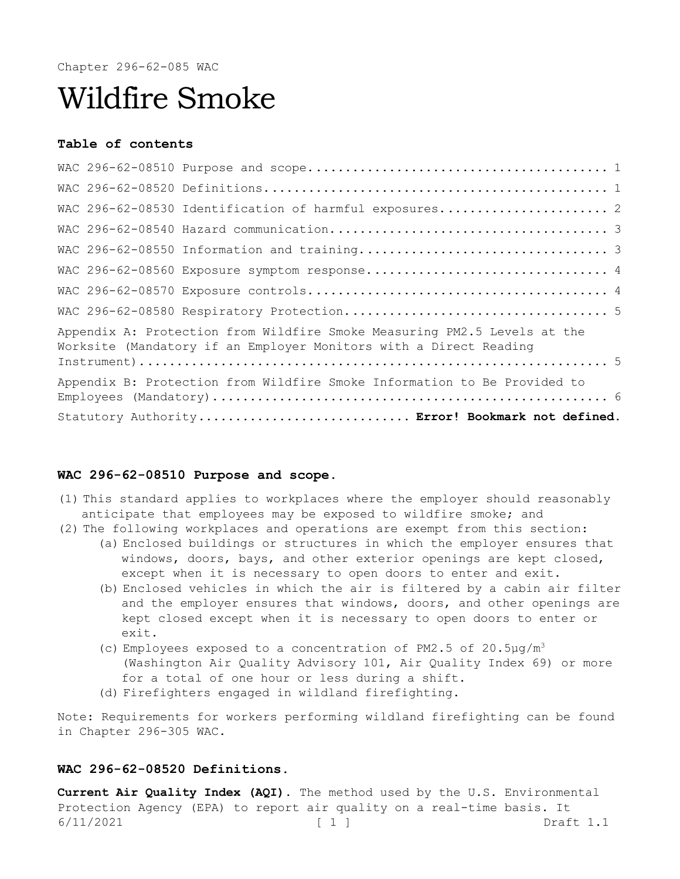Chapter 296-62-085 WAC

# Wildfire Smoke

**Table of contents**

WAC 296-62-08510 Purpose and scope........................................ 1

WAC 296-62-08520 Definitions.............................................. 1

WAC 296-62-08530 Identification of harmful exposures...................... 2

WAC 296-62-08540 Hazard communication..................................... 3

WAC 296-62-08550 Information and training................................. 3

WAC 296-62-08560 Exposure symptom response................................ 4

WAC 296-62-08570 Exposure controls........................................ 4

WAC 296-62-08580 Respiratory Protection................................... 5

Appendix A: Protection from Wildfire Smoke Measuring PM2.5 Levels at the Worksite (Mandatory if an Employer Monitors with a Direct Reading Instrument)................................................................ 5

Appendix B: Protection from Wildfire Smoke Information to Be Provided to Employees (Mandatory).................................................... 6

Statutory Authority............................ **Error! Bookmark not defined.**

### WAC 296-62-08510 Purpose and scope.

(1) This standard applies to workplaces where the employer should reasonably anticipate that employees may be exposed to wildfire smoke; and

(2) The following workplaces and operations are exempt from this section:

   (a) Enclosed buildings or structures in which the employer ensures that windows, doors, bays, and other exterior openings are kept closed, except when it is necessary to open doors to enter and exit.

   (b) Enclosed vehicles in which the air is filtered by a cabin air filter and the employer ensures that windows, doors, and other openings are kept closed except when it is necessary to open doors to enter or exit.

   (c) Employees exposed to a concentration of PM2.5 of 20.5μg/$m^3$ (Washington Air Quality Advisory 101, Air Quality Index 69) or more for a total of one hour or less during a shift.

   (d) Firefighters engaged in wildland firefighting.

Note: Requirements for workers performing wildland firefighting can be found in Chapter 296-305 WAC.

### WAC 296-62-08520 Definitions.

**Current Air Quality Index (AQI).** The method used by the U.S. Environmental Protection Agency (EPA) to report air quality on a real-time basis. It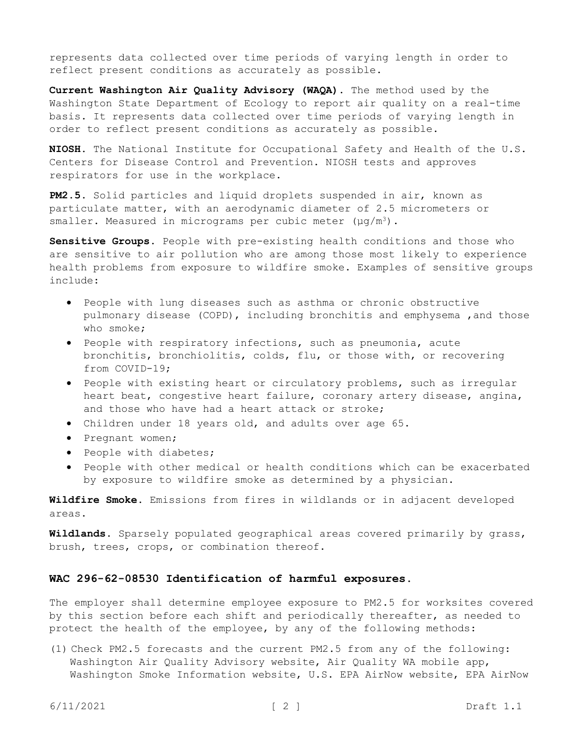represents data collected over time periods of varying length in order to reflect present conditions as accurately as possible.

**Current Washington Air Quality Advisory (WAQA).** The method used by the Washington State Department of Ecology to report air quality on a real-time basis. It represents data collected over time periods of varying length in order to reflect present conditions as accurately as possible.

**NIOSH.** The National Institute for Occupational Safety and Health of the U.S. Centers for Disease Control and Prevention. NIOSH tests and approves respirators for use in the workplace.

**PM2.5.** Solid particles and liquid droplets suspended in air, known as particulate matter, with an aerodynamic diameter of 2.5 micrometers or smaller. Measured in micrograms per cubic meter ($\mu g/m^3$).

**Sensitive Groups.** People with pre-existing health conditions and those who are sensitive to air pollution who are among those most likely to experience health problems from exposure to wildfire smoke. Examples of sensitive groups include:

- People with lung diseases such as asthma or chronic obstructive pulmonary disease (COPD), including bronchitis and emphysema ,and those who smoke;
- People with respiratory infections, such as pneumonia, acute bronchitis, bronchiolitis, colds, flu, or those with, or recovering from COVID-19;
- People with existing heart or circulatory problems, such as irregular heart beat, congestive heart failure, coronary artery disease, angina, and those who have had a heart attack or stroke;
- Children under 18 years old, and adults over age 65.
- Pregnant women;
- People with diabetes;
- People with other medical or health conditions which can be exacerbated by exposure to wildfire smoke as determined by a physician.

**Wildfire Smoke.** Emissions from fires in wildlands or in adjacent developed areas.

**Wildlands.** Sparsely populated geographical areas covered primarily by grass, brush, trees, crops, or combination thereof.

### WAC 296-62-08530 Identification of harmful exposures.

The employer shall determine employee exposure to PM2.5 for worksites covered by this section before each shift and periodically thereafter, as needed to protect the health of the employee, by any of the following methods:

(1) Check PM2.5 forecasts and the current PM2.5 from any of the following: Washington Air Quality Advisory website, Air Quality WA mobile app, Washington Smoke Information website, U.S. EPA AirNow website, EPA AirNow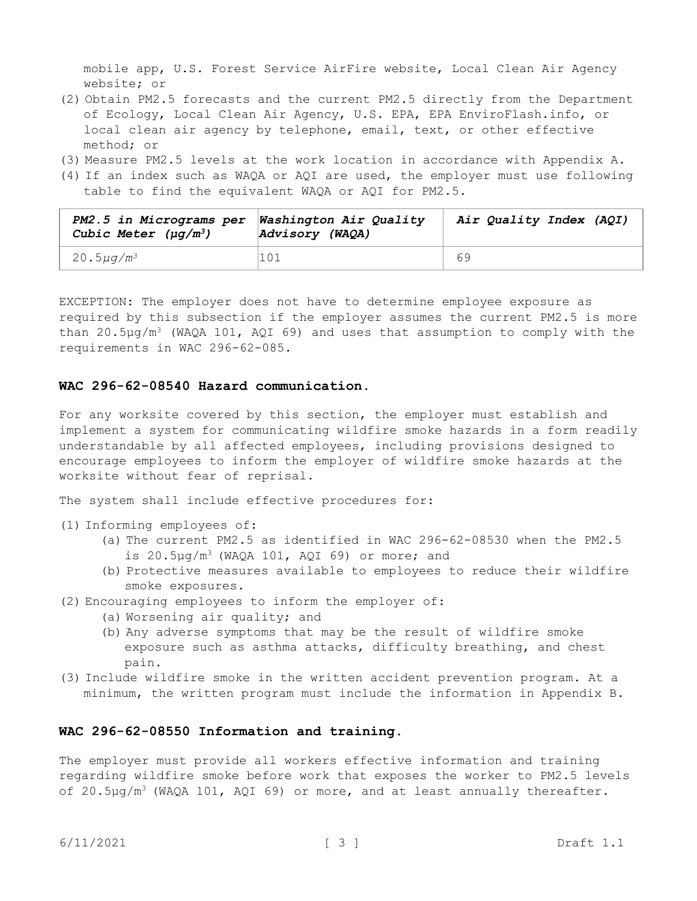mobile app, U.S. Forest Service AirFire website, Local Clean Air Agency website; or

(2) Obtain PM2.5 forecasts and the current PM2.5 directly from the Department of Ecology, Local Clean Air Agency, U.S. EPA, EPA EnviroFlash.info, or local clean air agency by telephone, email, text, or other effective method; or

(3) Measure PM2.5 levels at the work location in accordance with Appendix A.

(4) If an index such as WAQA or AQI are used, the employer must use following table to find the equivalent WAQA or AQI for PM2.5.

| *PM2.5 in Micrograms per Cubic Meter (µg/$m^3$)* | *Washington Air Quality Advisory (WAQA)* | *Air Quality Index (AQI)* |
|---|---|---|
| 20.5*µg/$m^3$* | 101 | 69 |

EXCEPTION: The employer does not have to determine employee exposure as required by this subsection if the employer assumes the current PM2.5 is more than 20.5µg/$m^3$ (WAQA 101, AQI 69) and uses that assumption to comply with the requirements in WAC 296-62-085.

## WAC 296-62-08540 Hazard communication.

For any worksite covered by this section, the employer must establish and implement a system for communicating wildfire smoke hazards in a form readily understandable by all affected employees, including provisions designed to encourage employees to inform the employer of wildfire smoke hazards at the worksite without fear of reprisal.

The system shall include effective procedures for:

(1) Informing employees of:
   - (a) The current PM2.5 as identified in WAC 296-62-08530 when the PM2.5 is 20.5µg/$m^3$ (WAQA 101, AQI 69) or more; and
   - (b) Protective measures available to employees to reduce their wildfire smoke exposures.

(2) Encouraging employees to inform the employer of:
   - (a) Worsening air quality; and
   - (b) Any adverse symptoms that may be the result of wildfire smoke exposure such as asthma attacks, difficulty breathing, and chest pain.

(3) Include wildfire smoke in the written accident prevention program. At a minimum, the written program must include the information in Appendix B.

## WAC 296-62-08550 Information and training.

The employer must provide all workers effective information and training regarding wildfire smoke before work that exposes the worker to PM2.5 levels of 20.5µg/$m^3$ (WAQA 101, AQI 69) or more, and at least annually thereafter.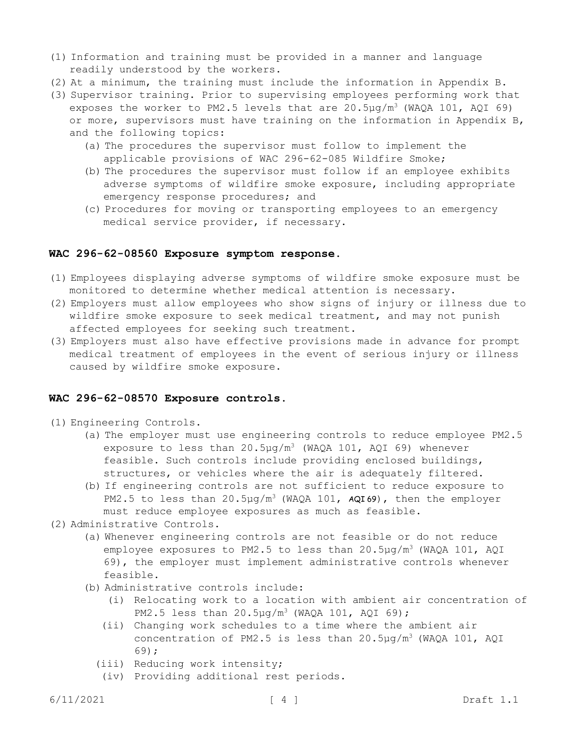(1) Information and training must be provided in a manner and language readily understood by the workers.
(2) At a minimum, the training must include the information in Appendix B.
(3) Supervisor training. Prior to supervising employees performing work that exposes the worker to PM2.5 levels that are 20.5µg/m$^3$ (WAQA 101, AQI 69) or more, supervisors must have training on the information in Appendix B, and the following topics:
   (a) The procedures the supervisor must follow to implement the applicable provisions of WAC 296-62-085 Wildfire Smoke;
   (b) The procedures the supervisor must follow if an employee exhibits adverse symptoms of wildfire smoke exposure, including appropriate emergency response procedures; and
   (c) Procedures for moving or transporting employees to an emergency medical service provider, if necessary.

### WAC 296-62-08560 Exposure symptom response.

(1) Employees displaying adverse symptoms of wildfire smoke exposure must be monitored to determine whether medical attention is necessary.
(2) Employers must allow employees who show signs of injury or illness due to wildfire smoke exposure to seek medical treatment, and may not punish affected employees for seeking such treatment.
(3) Employers must also have effective provisions made in advance for prompt medical treatment of employees in the event of serious injury or illness caused by wildfire smoke exposure.

### WAC 296-62-08570 Exposure controls.

(1) Engineering Controls.
   (a) The employer must use engineering controls to reduce employee PM2.5 exposure to less than 20.5µg/m$^3$ (WAQA 101, AQI 69) whenever feasible. Such controls include providing enclosed buildings, structures, or vehicles where the air is adequately filtered.
   (b) If engineering controls are not sufficient to reduce exposure to PM2.5 to less than 20.5µg/m$^3$ (WAQA 101, AQI 69), then the employer must reduce employee exposures as much as feasible.
(2) Administrative Controls.
   (a) Whenever engineering controls are not feasible or do not reduce employee exposures to PM2.5 to less than 20.5µg/m$^3$ (WAQA 101, AQI 69), the employer must implement administrative controls whenever feasible.
   (b) Administrative controls include:
      (i) Relocating work to a location with ambient air concentration of PM2.5 less than 20.5µg/m$^3$ (WAQA 101, AQI 69);
      (ii) Changing work schedules to a time where the ambient air concentration of PM2.5 is less than 20.5µg/m$^3$ (WAQA 101, AQI 69);
      (iii) Reducing work intensity;
      (iv) Providing additional rest periods.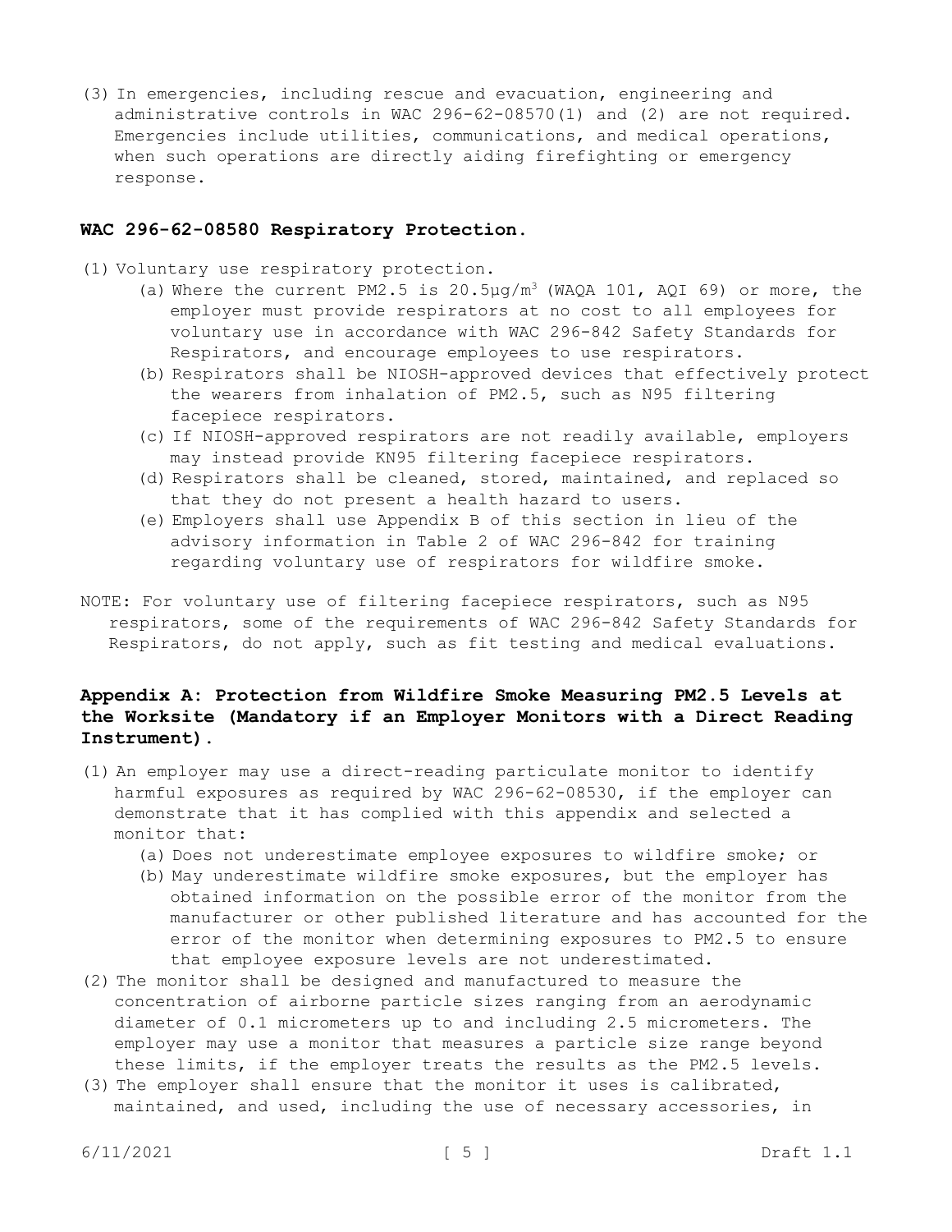(3) In emergencies, including rescue and evacuation, engineering and administrative controls in WAC 296-62-08570(1) and (2) are not required. Emergencies include utilities, communications, and medical operations, when such operations are directly aiding firefighting or emergency response.

### WAC 296-62-08580 Respiratory Protection.

(1) Voluntary use respiratory protection.
   - (a) Where the current PM2.5 is 20.5µg/$m^3$ (WAQA 101, AQI 69) or more, the employer must provide respirators at no cost to all employees for voluntary use in accordance with WAC 296-842 Safety Standards for Respirators, and encourage employees to use respirators.
   - (b) Respirators shall be NIOSH-approved devices that effectively protect the wearers from inhalation of PM2.5, such as N95 filtering facepiece respirators.
   - (c) If NIOSH-approved respirators are not readily available, employers may instead provide KN95 filtering facepiece respirators.
   - (d) Respirators shall be cleaned, stored, maintained, and replaced so that they do not present a health hazard to users.
   - (e) Employers shall use Appendix B of this section in lieu of the advisory information in Table 2 of WAC 296-842 for training regarding voluntary use of respirators for wildfire smoke.

NOTE: For voluntary use of filtering facepiece respirators, such as N95 respirators, some of the requirements of WAC 296-842 Safety Standards for Respirators, do not apply, such as fit testing and medical evaluations.

### Appendix A: Protection from Wildfire Smoke Measuring PM2.5 Levels at the Worksite (Mandatory if an Employer Monitors with a Direct Reading Instrument).

(1) An employer may use a direct-reading particulate monitor to identify harmful exposures as required by WAC 296-62-08530, if the employer can demonstrate that it has complied with this appendix and selected a monitor that:
   - (a) Does not underestimate employee exposures to wildfire smoke; or
   - (b) May underestimate wildfire smoke exposures, but the employer has obtained information on the possible error of the monitor from the manufacturer or other published literature and has accounted for the error of the monitor when determining exposures to PM2.5 to ensure that employee exposure levels are not underestimated.

(2) The monitor shall be designed and manufactured to measure the concentration of airborne particle sizes ranging from an aerodynamic diameter of 0.1 micrometers up to and including 2.5 micrometers. The employer may use a monitor that measures a particle size range beyond these limits, if the employer treats the results as the PM2.5 levels.

(3) The employer shall ensure that the monitor it uses is calibrated, maintained, and used, including the use of necessary accessories, in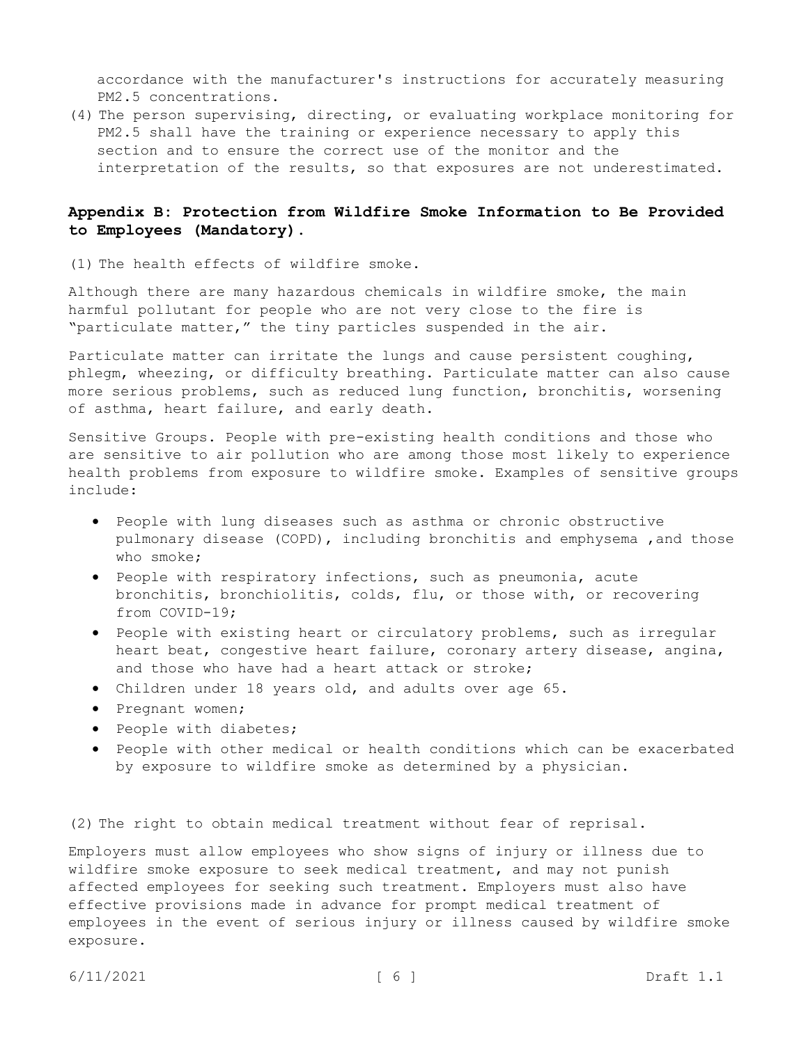accordance with the manufacturer's instructions for accurately measuring PM2.5 concentrations.

(4) The person supervising, directing, or evaluating workplace monitoring for PM2.5 shall have the training or experience necessary to apply this section and to ensure the correct use of the monitor and the interpretation of the results, so that exposures are not underestimated.

## Appendix B: Protection from Wildfire Smoke Information to Be Provided to Employees (Mandatory).

(1) The health effects of wildfire smoke.

Although there are many hazardous chemicals in wildfire smoke, the main harmful pollutant for people who are not very close to the fire is "particulate matter," the tiny particles suspended in the air.

Particulate matter can irritate the lungs and cause persistent coughing, phlegm, wheezing, or difficulty breathing. Particulate matter can also cause more serious problems, such as reduced lung function, bronchitis, worsening of asthma, heart failure, and early death.

Sensitive Groups. People with pre-existing health conditions and those who are sensitive to air pollution who are among those most likely to experience health problems from exposure to wildfire smoke. Examples of sensitive groups include:

- People with lung diseases such as asthma or chronic obstructive pulmonary disease (COPD), including bronchitis and emphysema ,and those who smoke;
- People with respiratory infections, such as pneumonia, acute bronchitis, bronchiolitis, colds, flu, or those with, or recovering from COVID-19;
- People with existing heart or circulatory problems, such as irregular heart beat, congestive heart failure, coronary artery disease, angina, and those who have had a heart attack or stroke;
- Children under 18 years old, and adults over age 65.
- Pregnant women;
- People with diabetes;
- People with other medical or health conditions which can be exacerbated by exposure to wildfire smoke as determined by a physician.

(2) The right to obtain medical treatment without fear of reprisal.

Employers must allow employees who show signs of injury or illness due to wildfire smoke exposure to seek medical treatment, and may not punish affected employees for seeking such treatment. Employers must also have effective provisions made in advance for prompt medical treatment of employees in the event of serious injury or illness caused by wildfire smoke exposure.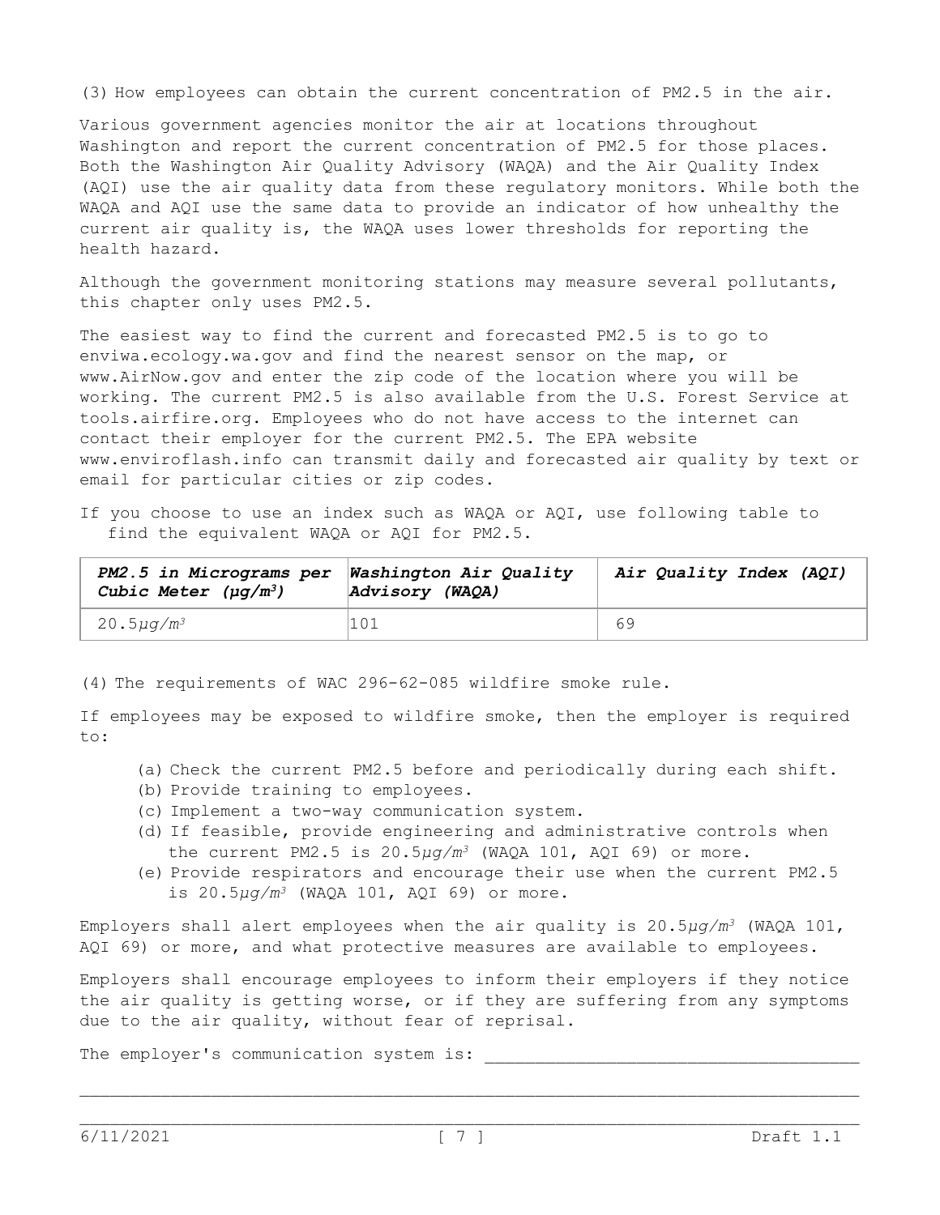(3) How employees can obtain the current concentration of PM2.5 in the air.

Various government agencies monitor the air at locations throughout Washington and report the current concentration of PM2.5 for those places. Both the Washington Air Quality Advisory (WAQA) and the Air Quality Index (AQI) use the air quality data from these regulatory monitors. While both the WAQA and AQI use the same data to provide an indicator of how unhealthy the current air quality is, the WAQA uses lower thresholds for reporting the health hazard.

Although the government monitoring stations may measure several pollutants, this chapter only uses PM2.5.

The easiest way to find the current and forecasted PM2.5 is to go to enviwa.ecology.wa.gov and find the nearest sensor on the map, or www.AirNow.gov and enter the zip code of the location where you will be working. The current PM2.5 is also available from the U.S. Forest Service at tools.airfire.org. Employees who do not have access to the internet can contact their employer for the current PM2.5. The EPA website www.enviroflash.info can transmit daily and forecasted air quality by text or email for particular cities or zip codes.

If you choose to use an index such as WAQA or AQI, use following table to find the equivalent WAQA or AQI for PM2.5.

| *PM2.5 in Micrograms per Cubic Meter ($\mu g/m^3$)* | *Washington Air Quality Advisory (WAQA)* | *Air Quality Index (AQI)* |
|---|---|---|
| 20.5$\mu g/m^3$ | 101 | 69 |

(4) The requirements of WAC 296-62-085 wildfire smoke rule.

If employees may be exposed to wildfire smoke, then the employer is required to:

(a) Check the current PM2.5 before and periodically during each shift.
(b) Provide training to employees.
(c) Implement a two-way communication system.
(d) If feasible, provide engineering and administrative controls when the current PM2.5 is 20.5$\mu g/m^3$ (WAQA 101, AQI 69) or more.
(e) Provide respirators and encourage their use when the current PM2.5 is 20.5$\mu g/m^3$ (WAQA 101, AQI 69) or more.

Employers shall alert employees when the air quality is 20.5$\mu g/m^3$ (WAQA 101, AQI 69) or more, and what protective measures are available to employees.

Employers shall encourage employees to inform their employers if they notice the air quality is getting worse, or if they are suffering from any symptoms due to the air quality, without fear of reprisal.

The employer's communication system is: ____________________________________

______________________________________________________________________________

______________________________________________________________________________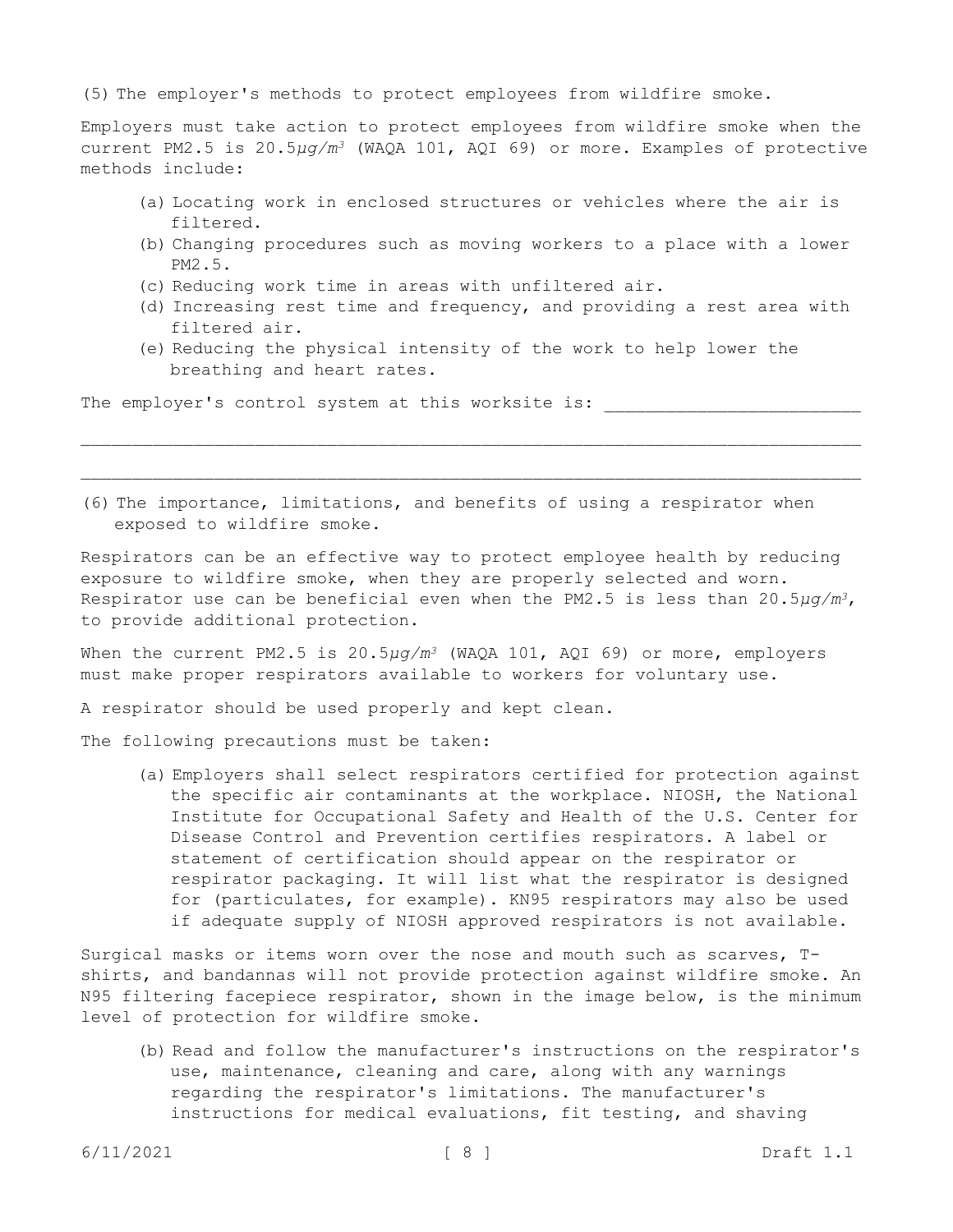(5) The employer's methods to protect employees from wildfire smoke.

Employers must take action to protect employees from wildfire smoke when the current PM2.5 is 20.5$\mu g/m^3$ (WAQA 101, AQI 69) or more. Examples of protective methods include:

- (a) Locating work in enclosed structures or vehicles where the air is filtered.
- (b) Changing procedures such as moving workers to a place with a lower PM2.5.
- (c) Reducing work time in areas with unfiltered air.
- (d) Increasing rest time and frequency, and providing a rest area with filtered air.
- (e) Reducing the physical intensity of the work to help lower the breathing and heart rates.

The employer's control system at this worksite is: ________________________

______________________________________________________________________

______________________________________________________________________

(6) The importance, limitations, and benefits of using a respirator when exposed to wildfire smoke.

Respirators can be an effective way to protect employee health by reducing exposure to wildfire smoke, when they are properly selected and worn. Respirator use can be beneficial even when the PM2.5 is less than 20.5$\mu g/m^3$, to provide additional protection.

When the current PM2.5 is 20.5$\mu g/m^3$ (WAQA 101, AQI 69) or more, employers must make proper respirators available to workers for voluntary use.

A respirator should be used properly and kept clean.

The following precautions must be taken:

- (a) Employers shall select respirators certified for protection against the specific air contaminants at the workplace. NIOSH, the National Institute for Occupational Safety and Health of the U.S. Center for Disease Control and Prevention certifies respirators. A label or statement of certification should appear on the respirator or respirator packaging. It will list what the respirator is designed for (particulates, for example). KN95 respirators may also be used if adequate supply of NIOSH approved respirators is not available.

Surgical masks or items worn over the nose and mouth such as scarves, T-shirts, and bandannas will not provide protection against wildfire smoke. An N95 filtering facepiece respirator, shown in the image below, is the minimum level of protection for wildfire smoke.

- (b) Read and follow the manufacturer's instructions on the respirator's use, maintenance, cleaning and care, along with any warnings regarding the respirator's limitations. The manufacturer's instructions for medical evaluations, fit testing, and shaving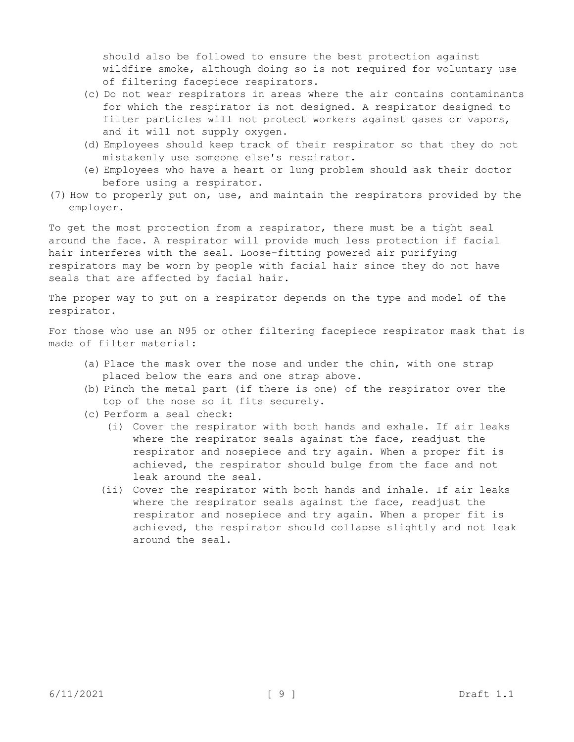should also be followed to ensure the best protection against wildfire smoke, although doing so is not required for voluntary use of filtering facepiece respirators.

(c) Do not wear respirators in areas where the air contains contaminants for which the respirator is not designed. A respirator designed to filter particles will not protect workers against gases or vapors, and it will not supply oxygen.

(d) Employees should keep track of their respirator so that they do not mistakenly use someone else's respirator.

(e) Employees who have a heart or lung problem should ask their doctor before using a respirator.

(7) How to properly put on, use, and maintain the respirators provided by the employer.

To get the most protection from a respirator, there must be a tight seal around the face. A respirator will provide much less protection if facial hair interferes with the seal. Loose-fitting powered air purifying respirators may be worn by people with facial hair since they do not have seals that are affected by facial hair.

The proper way to put on a respirator depends on the type and model of the respirator.

For those who use an N95 or other filtering facepiece respirator mask that is made of filter material:

(a) Place the mask over the nose and under the chin, with one strap placed below the ears and one strap above.

(b) Pinch the metal part (if there is one) of the respirator over the top of the nose so it fits securely.

(c) Perform a seal check:

(i) Cover the respirator with both hands and exhale. If air leaks where the respirator seals against the face, readjust the respirator and nosepiece and try again. When a proper fit is achieved, the respirator should bulge from the face and not leak around the seal.

(ii) Cover the respirator with both hands and inhale. If air leaks where the respirator seals against the face, readjust the respirator and nosepiece and try again. When a proper fit is achieved, the respirator should collapse slightly and not leak around the seal.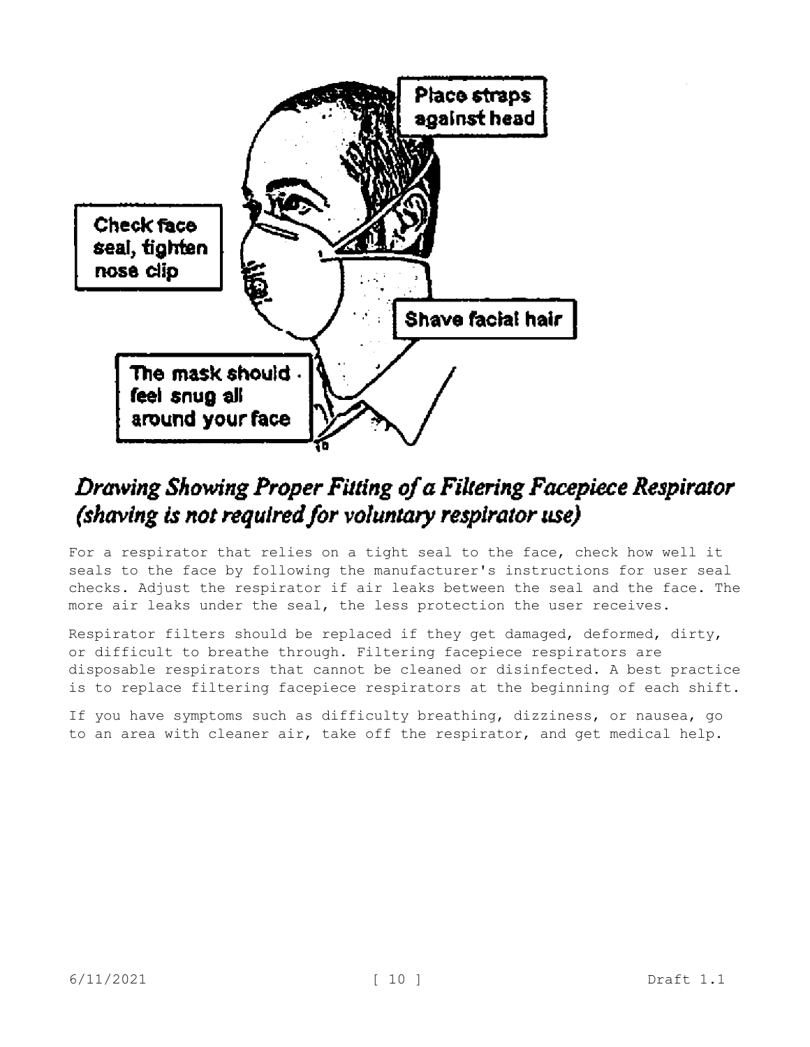*Drawing Showing Proper Fitting of a Filtering Facepiece Respirator (shaving is not required for voluntary respirator use)*

For a respirator that relies on a tight seal to the face, check how well it seals to the face by following the manufacturer's instructions for user seal checks. Adjust the respirator if air leaks between the seal and the face. The more air leaks under the seal, the less protection the user receives.

Respirator filters should be replaced if they get damaged, deformed, dirty, or difficult to breathe through. Filtering facepiece respirators are disposable respirators that cannot be cleaned or disinfected. A best practice is to replace filtering facepiece respirators at the beginning of each shift.

If you have symptoms such as difficulty breathing, dizziness, or nausea, go to an area with cleaner air, take off the respirator, and get medical help.